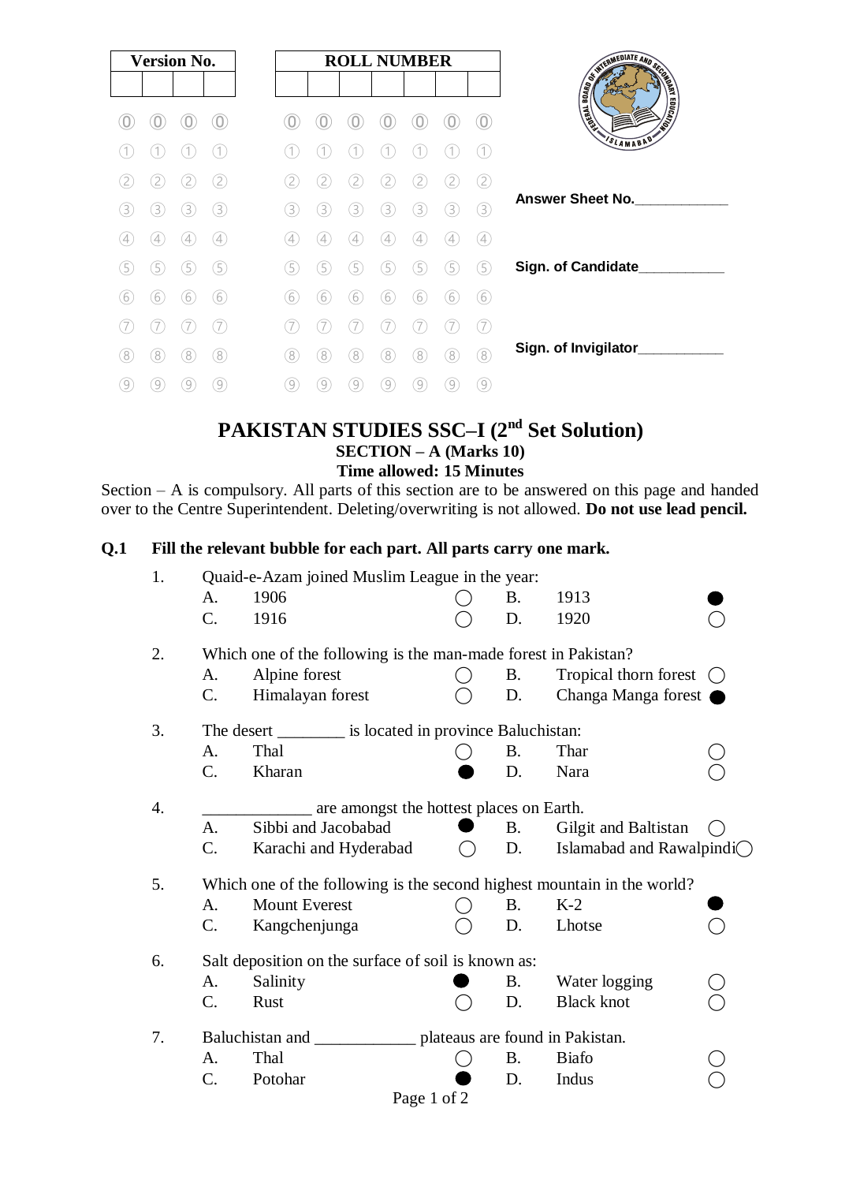| Version No. | | | |
|---|---|---|---|
| | | | |

| ROLL NUMBER | | | | | | |
|---|---|---|---|---|---|---|
| | | | | | | |

Answer Sheet No.____________

Sign. of Candidate___________

Sign. of Invigilator___________

# PAKISTAN STUDIES SSC–I (2nd Set Solution)

## SECTION – A (Marks 10)

**Time allowed: 15 Minutes**

Section – A is compulsory. All parts of this section are to be answered on this page and handed over to the Centre Superintendent. Deleting/overwriting is not allowed. **Do not use lead pencil.**

**Q.1 Fill the relevant bubble for each part. All parts carry one mark.**

1. Quaid-e-Azam joined Muslim League in the year:
   - A. 1906 ◯
   - B. 1913 ●
   - C. 1916 ◯
   - D. 1920 ◯

2. Which one of the following is the man-made forest in Pakistan?
   - A. Alpine forest ◯
   - B. Tropical thorn forest ◯
   - C. Himalayan forest ◯
   - D. Changa Manga forest ●

3. The desert ________ is located in province Baluchistan:
   - A. Thal ◯
   - B. Thar ◯
   - C. Kharan ●
   - D. Nara ◯

4. _____________ are amongst the hottest places on Earth.
   - A. Sibbi and Jacobabad ●
   - B. Gilgit and Baltistan ◯
   - C. Karachi and Hyderabad ◯
   - D. Islamabad and Rawalpindi ◯

5. Which one of the following is the second highest mountain in the world?
   - A. Mount Everest ◯
   - B. K-2 ●
   - C. Kangchenjunga ◯
   - D. Lhotse ◯

6. Salt deposition on the surface of soil is known as:
   - A. Salinity ●
   - B. Water logging ◯
   - C. Rust ◯
   - D. Black knot ◯

7. Baluchistan and ____________ plateaus are found in Pakistan.
   - A. Thal ◯
   - B. Biafo ◯
   - C. Potohar ●
   - D. Indus ◯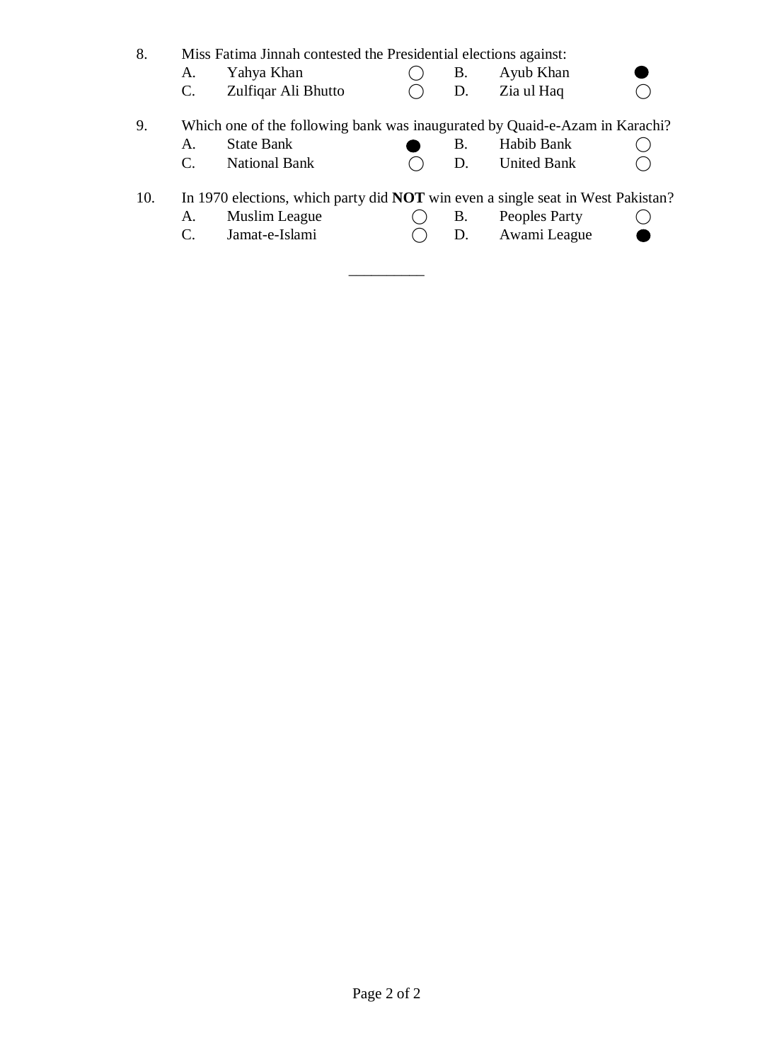8. Miss Fatima Jinnah contested the Presidential elections against:

| | | | | | |
|---|---|---|---|---|---|
| A. | Yahya Khan | ○ | B. | Ayub Khan | ● |
| C. | Zulfiqar Ali Bhutto | ○ | D. | Zia ul Haq | ○ |

9. Which one of the following bank was inaugurated by Quaid-e-Azam in Karachi?

| | | | | | |
|---|---|---|---|---|---|
| A. | State Bank | ● | B. | Habib Bank | ○ |
| C. | National Bank | ○ | D. | United Bank | ○ |

10. In 1970 elections, which party did **NOT** win even a single seat in West Pakistan?

| | | | | | |
|---|---|---|---|---|---|
| A. | Muslim League | ○ | B. | Peoples Party | ○ |
| C. | Jamat-e-Islami | ○ | D. | Awami League | ● |

\_\_\_\_\_\_\_\_\_\_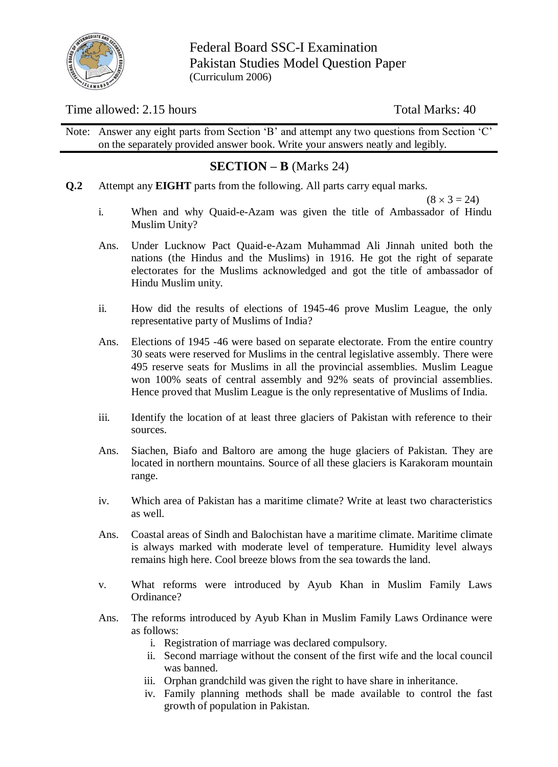Federal Board SSC-I Examination
Pakistan Studies Model Question Paper
(Curriculum 2006)

Time allowed: 2.15 hours | Total Marks: 40

Note: Answer any eight parts from Section 'B' and attempt any two questions from Section 'C' on the separately provided answer book. Write your answers neatly and legibly.

## SECTION – B (Marks 24)

**Q.2** Attempt any **EIGHT** parts from the following. All parts carry equal marks.

$(8 \times 3 = 24)$

i. When and why Quaid-e-Azam was given the title of Ambassador of Hindu Muslim Unity?

Ans. Under Lucknow Pact Quaid-e-Azam Muhammad Ali Jinnah united both the nations (the Hindus and the Muslims) in 1916. He got the right of separate electorates for the Muslims acknowledged and got the title of ambassador of Hindu Muslim unity.

ii. How did the results of elections of 1945-46 prove Muslim League, the only representative party of Muslims of India?

Ans. Elections of 1945 -46 were based on separate electorate. From the entire country 30 seats were reserved for Muslims in the central legislative assembly. There were 495 reserve seats for Muslims in all the provincial assemblies. Muslim League won 100% seats of central assembly and 92% seats of provincial assemblies. Hence proved that Muslim League is the only representative of Muslims of India.

iii. Identify the location of at least three glaciers of Pakistan with reference to their sources.

Ans. Siachen, Biafo and Baltoro are among the huge glaciers of Pakistan. They are located in northern mountains. Source of all these glaciers is Karakoram mountain range.

iv. Which area of Pakistan has a maritime climate? Write at least two characteristics as well.

Ans. Coastal areas of Sindh and Balochistan have a maritime climate. Maritime climate is always marked with moderate level of temperature. Humidity level always remains high here. Cool breeze blows from the sea towards the land.

v. What reforms were introduced by Ayub Khan in Muslim Family Laws Ordinance?

Ans. The reforms introduced by Ayub Khan in Muslim Family Laws Ordinance were as follows:

1. Registration of marriage was declared compulsory.
2. Second marriage without the consent of the first wife and the local council was banned.
3. Orphan grandchild was given the right to have share in inheritance.
4. Family planning methods shall be made available to control the fast growth of population in Pakistan.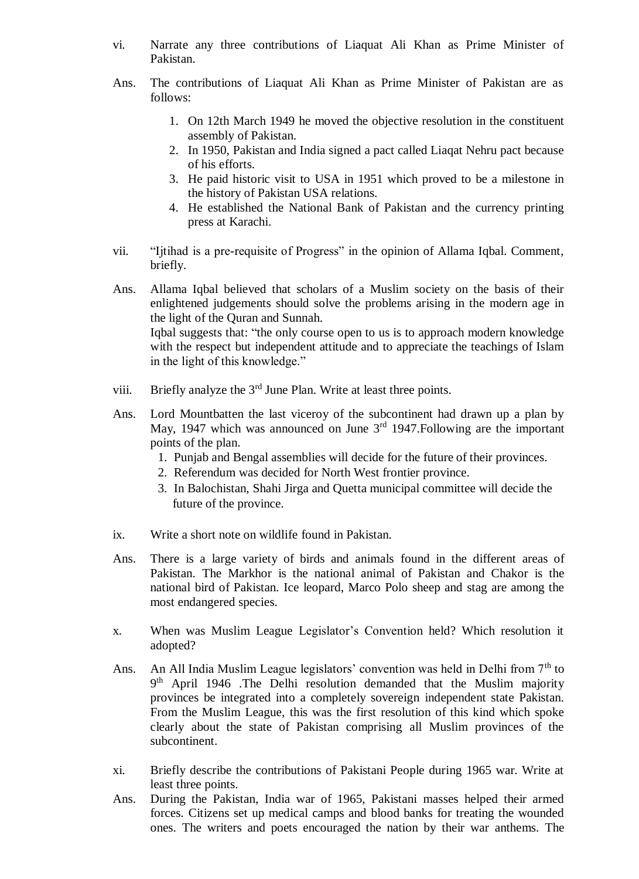vi. Narrate any three contributions of Liaquat Ali Khan as Prime Minister of Pakistan.

Ans. The contributions of Liaquat Ali Khan as Prime Minister of Pakistan are as follows:

1. On 12th March 1949 he moved the objective resolution in the constituent assembly of Pakistan.
2. In 1950, Pakistan and India signed a pact called Liaqat Nehru pact because of his efforts.
3. He paid historic visit to USA in 1951 which proved to be a milestone in the history of Pakistan USA relations.
4. He established the National Bank of Pakistan and the currency printing press at Karachi.

vii. "Ijtihad is a pre-requisite of Progress" in the opinion of Allama Iqbal. Comment, briefly.

Ans. Allama Iqbal believed that scholars of a Muslim society on the basis of their enlightened judgements should solve the problems arising in the modern age in the light of the Quran and Sunnah.
Iqbal suggests that: "the only course open to us is to approach modern knowledge with the respect but independent attitude and to appreciate the teachings of Islam in the light of this knowledge."

viii. Briefly analyze the 3rd June Plan. Write at least three points.

Ans. Lord Mountbatten the last viceroy of the subcontinent had drawn up a plan by May, 1947 which was announced on June 3rd 1947.Following are the important points of the plan.

1. Punjab and Bengal assemblies will decide for the future of their provinces.
2. Referendum was decided for North West frontier province.
3. In Balochistan, Shahi Jirga and Quetta municipal committee will decide the future of the province.

ix. Write a short note on wildlife found in Pakistan.

Ans. There is a large variety of birds and animals found in the different areas of Pakistan. The Markhor is the national animal of Pakistan and Chakor is the national bird of Pakistan. Ice leopard, Marco Polo sheep and stag are among the most endangered species.

x. When was Muslim League Legislator's Convention held? Which resolution it adopted?

Ans. An All India Muslim League legislators' convention was held in Delhi from 7th to 9th April 1946 .The Delhi resolution demanded that the Muslim majority provinces be integrated into a completely sovereign independent state Pakistan. From the Muslim League, this was the first resolution of this kind which spoke clearly about the state of Pakistan comprising all Muslim provinces of the subcontinent.

xi. Briefly describe the contributions of Pakistani People during 1965 war. Write at least three points.

Ans. During the Pakistan, India war of 1965, Pakistani masses helped their armed forces. Citizens set up medical camps and blood banks for treating the wounded ones. The writers and poets encouraged the nation by their war anthems. The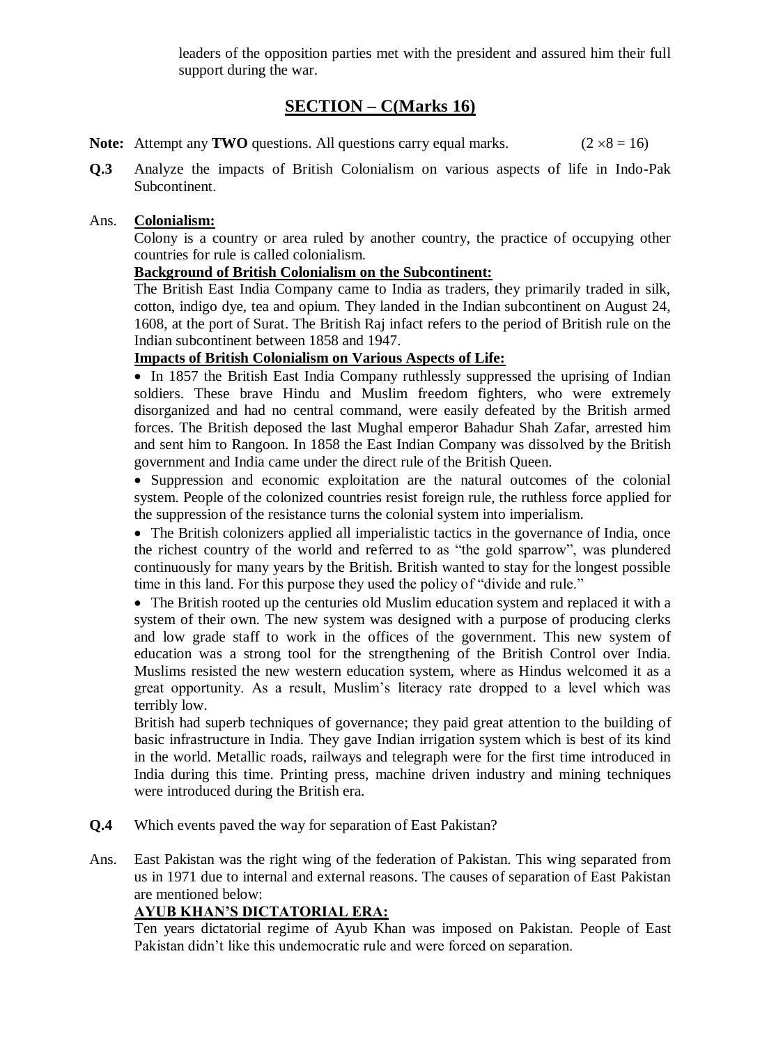leaders of the opposition parties met with the president and assured him their full support during the war.

## SECTION – C(Marks 16)

**Note:** Attempt any **TWO** questions. All questions carry equal marks. $(2 \times 8 = 16)$

**Q.3** Analyze the impacts of British Colonialism on various aspects of life in Indo-Pak Subcontinent.

Ans. **Colonialism:**

Colony is a country or area ruled by another country, the practice of occupying other countries for rule is called colonialism.

**Background of British Colonialism on the Subcontinent:**

The British East India Company came to India as traders, they primarily traded in silk, cotton, indigo dye, tea and opium. They landed in the Indian subcontinent on August 24, 1608, at the port of Surat. The British Raj infact refers to the period of British rule on the Indian subcontinent between 1858 and 1947.

**Impacts of British Colonialism on Various Aspects of Life:**

- In 1857 the British East India Company ruthlessly suppressed the uprising of Indian soldiers. These brave Hindu and Muslim freedom fighters, who were extremely disorganized and had no central command, were easily defeated by the British armed forces. The British deposed the last Mughal emperor Bahadur Shah Zafar, arrested him and sent him to Rangoon. In 1858 the East Indian Company was dissolved by the British government and India came under the direct rule of the British Queen.
- Suppression and economic exploitation are the natural outcomes of the colonial system. People of the colonized countries resist foreign rule, the ruthless force applied for the suppression of the resistance turns the colonial system into imperialism.
- The British colonizers applied all imperialistic tactics in the governance of India, once the richest country of the world and referred to as "the gold sparrow", was plundered continuously for many years by the British. British wanted to stay for the longest possible time in this land. For this purpose they used the policy of "divide and rule."
- The British rooted up the centuries old Muslim education system and replaced it with a system of their own. The new system was designed with a purpose of producing clerks and low grade staff to work in the offices of the government. This new system of education was a strong tool for the strengthening of the British Control over India. Muslims resisted the new western education system, where as Hindus welcomed it as a great opportunity. As a result, Muslim's literacy rate dropped to a level which was terribly low.

British had superb techniques of governance; they paid great attention to the building of basic infrastructure in India. They gave Indian irrigation system which is best of its kind in the world. Metallic roads, railways and telegraph were for the first time introduced in India during this time. Printing press, machine driven industry and mining techniques were introduced during the British era.

**Q.4** Which events paved the way for separation of East Pakistan?

Ans. East Pakistan was the right wing of the federation of Pakistan. This wing separated from us in 1971 due to internal and external reasons. The causes of separation of East Pakistan are mentioned below:

**AYUB KHAN'S DICTATORIAL ERA:**

Ten years dictatorial regime of Ayub Khan was imposed on Pakistan. People of East Pakistan didn't like this undemocratic rule and were forced on separation.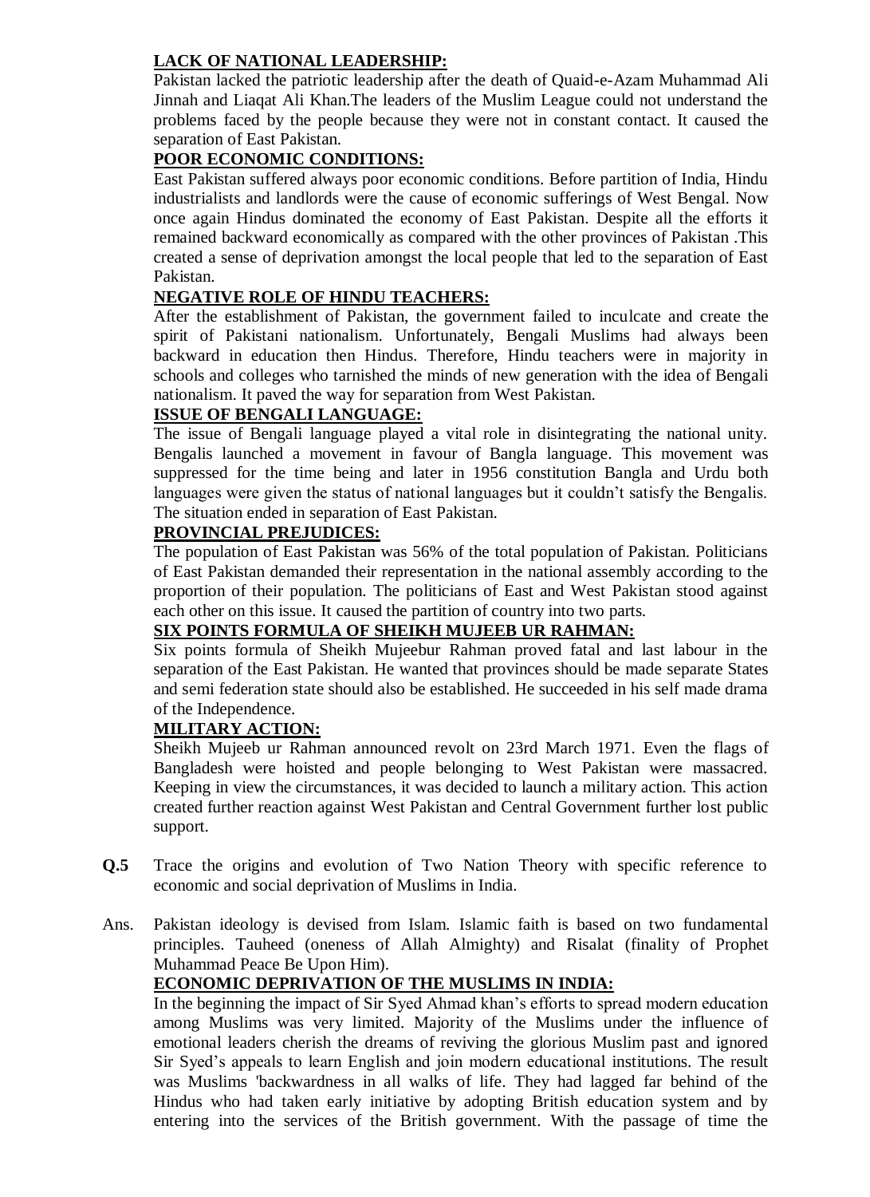**LACK OF NATIONAL LEADERSHIP:**

Pakistan lacked the patriotic leadership after the death of Quaid-e-Azam Muhammad Ali Jinnah and Liaqat Ali Khan.The leaders of the Muslim League could not understand the problems faced by the people because they were not in constant contact. It caused the separation of East Pakistan.

**POOR ECONOMIC CONDITIONS:**

East Pakistan suffered always poor economic conditions. Before partition of India, Hindu industrialists and landlords were the cause of economic sufferings of West Bengal. Now once again Hindus dominated the economy of East Pakistan. Despite all the efforts it remained backward economically as compared with the other provinces of Pakistan .This created a sense of deprivation amongst the local people that led to the separation of East Pakistan.

**NEGATIVE ROLE OF HINDU TEACHERS:**

After the establishment of Pakistan, the government failed to inculcate and create the spirit of Pakistani nationalism. Unfortunately, Bengali Muslims had always been backward in education then Hindus. Therefore, Hindu teachers were in majority in schools and colleges who tarnished the minds of new generation with the idea of Bengali nationalism. It paved the way for separation from West Pakistan.

**ISSUE OF BENGALI LANGUAGE:**

The issue of Bengali language played a vital role in disintegrating the national unity. Bengalis launched a movement in favour of Bangla language. This movement was suppressed for the time being and later in 1956 constitution Bangla and Urdu both languages were given the status of national languages but it couldn't satisfy the Bengalis. The situation ended in separation of East Pakistan.

**PROVINCIAL PREJUDICES:**

The population of East Pakistan was 56% of the total population of Pakistan. Politicians of East Pakistan demanded their representation in the national assembly according to the proportion of their population. The politicians of East and West Pakistan stood against each other on this issue. It caused the partition of country into two parts.

**SIX POINTS FORMULA OF SHEIKH MUJEEB UR RAHMAN:**

Six points formula of Sheikh Mujeebur Rahman proved fatal and last labour in the separation of the East Pakistan. He wanted that provinces should be made separate States and semi federation state should also be established. He succeeded in his self made drama of the Independence.

**MILITARY ACTION:**

Sheikh Mujeeb ur Rahman announced revolt on 23rd March 1971. Even the flags of Bangladesh were hoisted and people belonging to West Pakistan were massacred. Keeping in view the circumstances, it was decided to launch a military action. This action created further reaction against West Pakistan and Central Government further lost public support.

**Q.5** Trace the origins and evolution of Two Nation Theory with specific reference to economic and social deprivation of Muslims in India.

Ans. Pakistan ideology is devised from Islam. Islamic faith is based on two fundamental principles. Tauheed (oneness of Allah Almighty) and Risalat (finality of Prophet Muhammad Peace Be Upon Him).

**ECONOMIC DEPRIVATION OF THE MUSLIMS IN INDIA:**

In the beginning the impact of Sir Syed Ahmad khan's efforts to spread modern education among Muslims was very limited. Majority of the Muslims under the influence of emotional leaders cherish the dreams of reviving the glorious Muslim past and ignored Sir Syed's appeals to learn English and join modern educational institutions. The result was Muslims 'backwardness in all walks of life. They had lagged far behind of the Hindus who had taken early initiative by adopting British education system and by entering into the services of the British government. With the passage of time the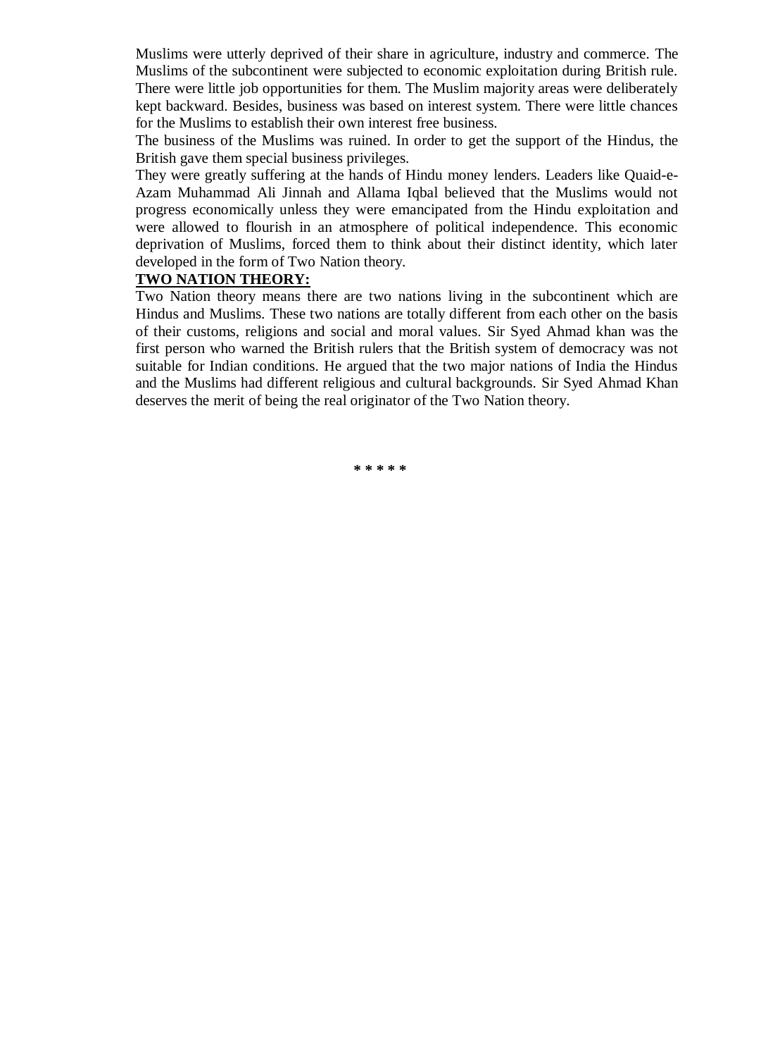Muslims were utterly deprived of their share in agriculture, industry and commerce. The Muslims of the subcontinent were subjected to economic exploitation during British rule. There were little job opportunities for them. The Muslim majority areas were deliberately kept backward. Besides, business was based on interest system. There were little chances for the Muslims to establish their own interest free business.

The business of the Muslims was ruined. In order to get the support of the Hindus, the British gave them special business privileges.

They were greatly suffering at the hands of Hindu money lenders. Leaders like Quaid-e-Azam Muhammad Ali Jinnah and Allama Iqbal believed that the Muslims would not progress economically unless they were emancipated from the Hindu exploitation and were allowed to flourish in an atmosphere of political independence. This economic deprivation of Muslims, forced them to think about their distinct identity, which later developed in the form of Two Nation theory.

**TWO NATION THEORY:**

Two Nation theory means there are two nations living in the subcontinent which are Hindus and Muslims. These two nations are totally different from each other on the basis of their customs, religions and social and moral values. Sir Syed Ahmad khan was the first person who warned the British rulers that the British system of democracy was not suitable for Indian conditions. He argued that the two major nations of India the Hindus and the Muslims had different religious and cultural backgrounds. Sir Syed Ahmad Khan deserves the merit of being the real originator of the Two Nation theory.

**\* \* \* \* \***